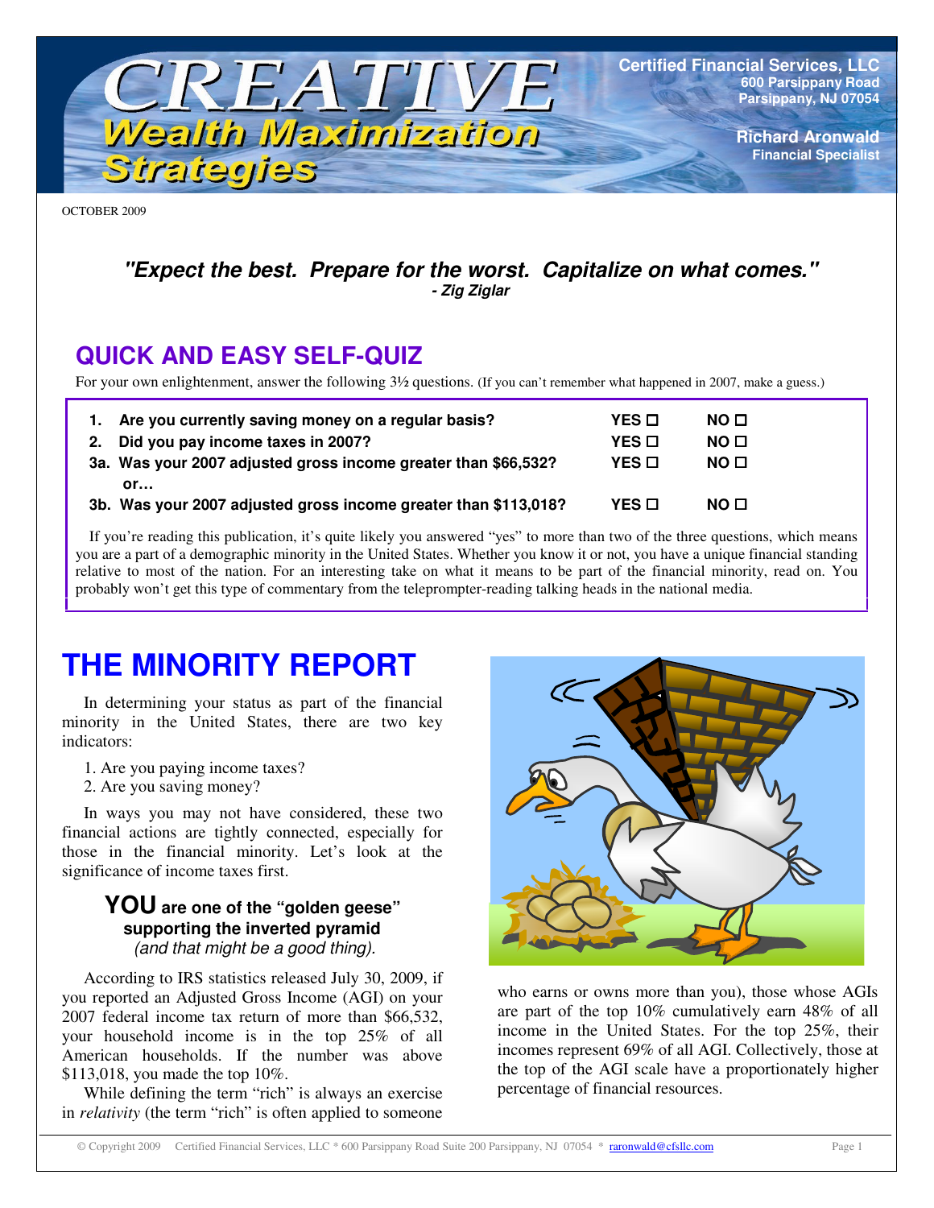# CREATIVE Wealth Maximization Strategies

**Certified Financial Services, LLC**
**600 Parsippany Road**
**Parsippany, NJ 07054**

**Richard Aronwald**
**Financial Specialist**

OCTOBER 2009

***"Expect the best. Prepare for the worst. Capitalize on what comes."***
***- Zig Ziglar***

## QUICK AND EASY SELF-QUIZ

For your own enlightenment, answer the following 3½ questions. (If you can't remember what happened in 2007, make a guess.)

| | | | |
|---|---|---|---|
| **1.** | **Are you currently saving money on a regular basis?** | **YES ☐** | **NO ☐** |
| **2.** | **Did you pay income taxes in 2007?** | **YES ☐** | **NO ☐** |
| **3a.** | **Was your 2007 adjusted gross income greater than $66,532?** | **YES ☐** | **NO ☐** |
| | **or…** | | |
| **3b.** | **Was your 2007 adjusted gross income greater than $113,018?** | **YES ☐** | **NO ☐** |

If you're reading this publication, it's quite likely you answered "yes" to more than two of the three questions, which means you are a part of a demographic minority in the United States. Whether you know it or not, you have a unique financial standing relative to most of the nation. For an interesting take on what it means to be part of the financial minority, read on. You probably won't get this type of commentary from the teleprompter-reading talking heads in the national media.

# THE MINORITY REPORT

In determining your status as part of the financial minority in the United States, there are two key indicators:

1. Are you paying income taxes?
2. Are you saving money?

In ways you may not have considered, these two financial actions are tightly connected, especially for those in the financial minority. Let's look at the significance of income taxes first.

### YOU are one of the "golden geese" supporting the inverted pyramid *(and that might be a good thing).*

According to IRS statistics released July 30, 2009, if you reported an Adjusted Gross Income (AGI) on your 2007 federal income tax return of more than $66,532, your household income is in the top 25% of all American households. If the number was above $113,018, you made the top 10%.

While defining the term "rich" is always an exercise in *relativity* (the term "rich" is often applied to someone who earns or owns more than you), those whose AGIs are part of the top 10% cumulatively earn 48% of all income in the United States. For the top 25%, their incomes represent 69% of all AGI. Collectively, those at the top of the AGI scale have a proportionately higher percentage of financial resources.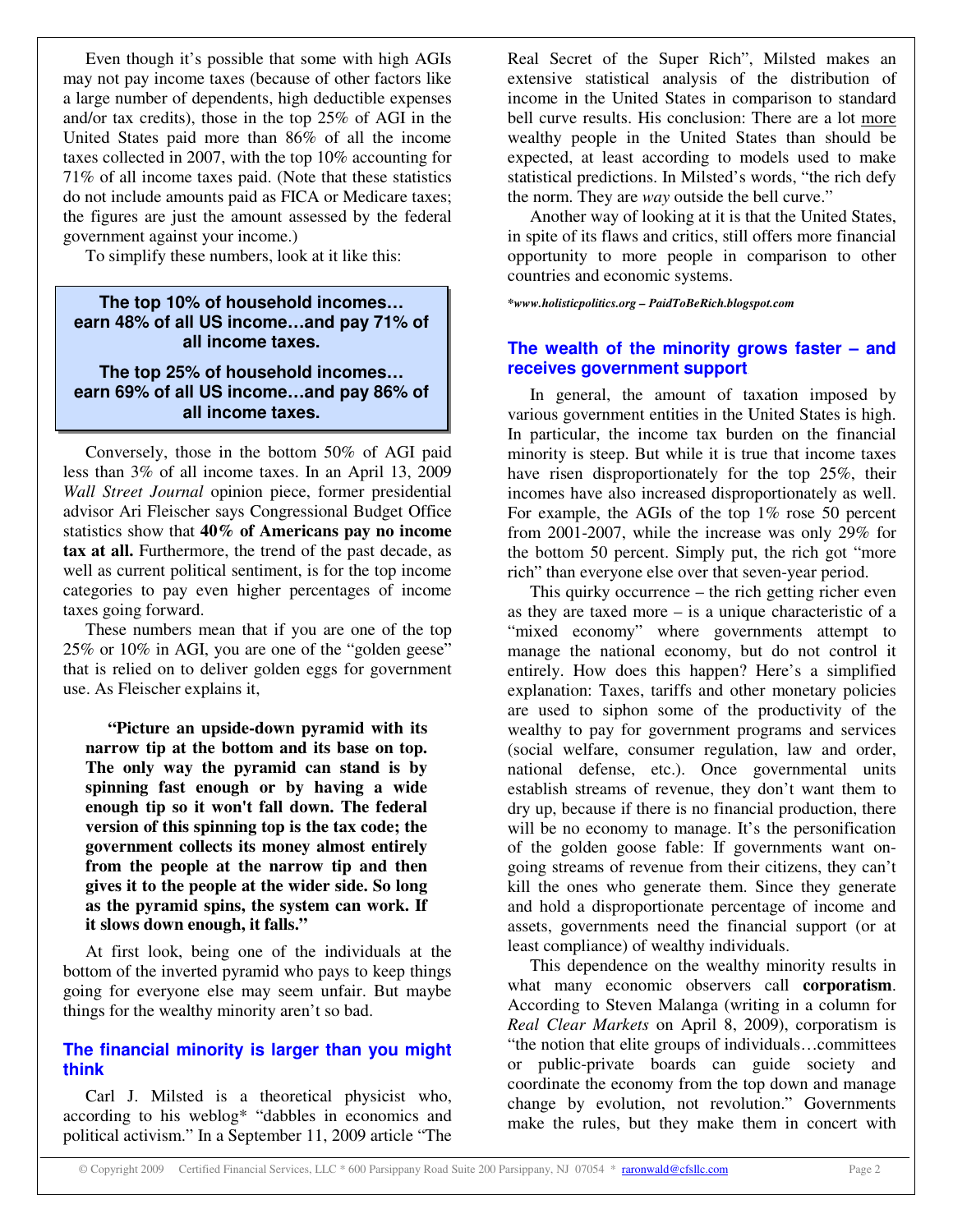Even though it's possible that some with high AGIs may not pay income taxes (because of other factors like a large number of dependents, high deductible expenses and/or tax credits), those in the top 25% of AGI in the United States paid more than 86% of all the income taxes collected in 2007, with the top 10% accounting for 71% of all income taxes paid. (Note that these statistics do not include amounts paid as FICA or Medicare taxes; the figures are just the amount assessed by the federal government against your income.)

To simplify these numbers, look at it like this:

> **The top 10% of household incomes… earn 48% of all US income…and pay 71% of all income taxes.**
>
> **The top 25% of household incomes… earn 69% of all US income…and pay 86% of all income taxes.**

Conversely, those in the bottom 50% of AGI paid less than 3% of all income taxes. In an April 13, 2009 *Wall Street Journal* opinion piece, former presidential advisor Ari Fleischer says Congressional Budget Office statistics show that **40% of Americans pay no income tax at all.** Furthermore, the trend of the past decade, as well as current political sentiment, is for the top income categories to pay even higher percentages of income taxes going forward.

These numbers mean that if you are one of the top 25% or 10% in AGI, you are one of the "golden geese" that is relied on to deliver golden eggs for government use. As Fleischer explains it,

> **"Picture an upside-down pyramid with its narrow tip at the bottom and its base on top. The only way the pyramid can stand is by spinning fast enough or by having a wide enough tip so it won't fall down. The federal version of this spinning top is the tax code; the government collects its money almost entirely from the people at the narrow tip and then gives it to the people at the wider side. So long as the pyramid spins, the system can work. If it slows down enough, it falls."**

At first look, being one of the individuals at the bottom of the inverted pyramid who pays to keep things going for everyone else may seem unfair. But maybe things for the wealthy minority aren't so bad.

### The financial minority is larger than you might think

Carl J. Milsted is a theoretical physicist who, according to his weblog* "dabbles in economics and political activism." In a September 11, 2009 article "The Real Secret of the Super Rich", Milsted makes an extensive statistical analysis of the distribution of income in the United States in comparison to standard bell curve results. His conclusion: There are a lot more wealthy people in the United States than should be expected, at least according to models used to make statistical predictions. In Milsted's words, "the rich defy the norm. They are *way* outside the bell curve."

Another way of looking at it is that the United States, in spite of its flaws and critics, still offers more financial opportunity to more people in comparison to other countries and economic systems.

****www.holisticpolitics.org – PaidToBeRich.blogspot.com***

### The wealth of the minority grows faster – and receives government support

In general, the amount of taxation imposed by various government entities in the United States is high. In particular, the income tax burden on the financial minority is steep. But while it is true that income taxes have risen disproportionately for the top 25%, their incomes have also increased disproportionately as well. For example, the AGIs of the top 1% rose 50 percent from 2001-2007, while the increase was only 29% for the bottom 50 percent. Simply put, the rich got "more rich" than everyone else over that seven-year period.

This quirky occurrence – the rich getting richer even as they are taxed more – is a unique characteristic of a "mixed economy" where governments attempt to manage the national economy, but do not control it entirely. How does this happen? Here's a simplified explanation: Taxes, tariffs and other monetary policies are used to siphon some of the productivity of the wealthy to pay for government programs and services (social welfare, consumer regulation, law and order, national defense, etc.). Once governmental units establish streams of revenue, they don't want them to dry up, because if there is no financial production, there will be no economy to manage. It's the personification of the golden goose fable: If governments want on-going streams of revenue from their citizens, they can't kill the ones who generate them. Since they generate and hold a disproportionate percentage of income and assets, governments need the financial support (or at least compliance) of wealthy individuals.

This dependence on the wealthy minority results in what many economic observers call **corporatism**. According to Steven Malanga (writing in a column for *Real Clear Markets* on April 8, 2009), corporatism is "the notion that elite groups of individuals…committees or public-private boards can guide society and coordinate the economy from the top down and manage change by evolution, not revolution." Governments make the rules, but they make them in concert with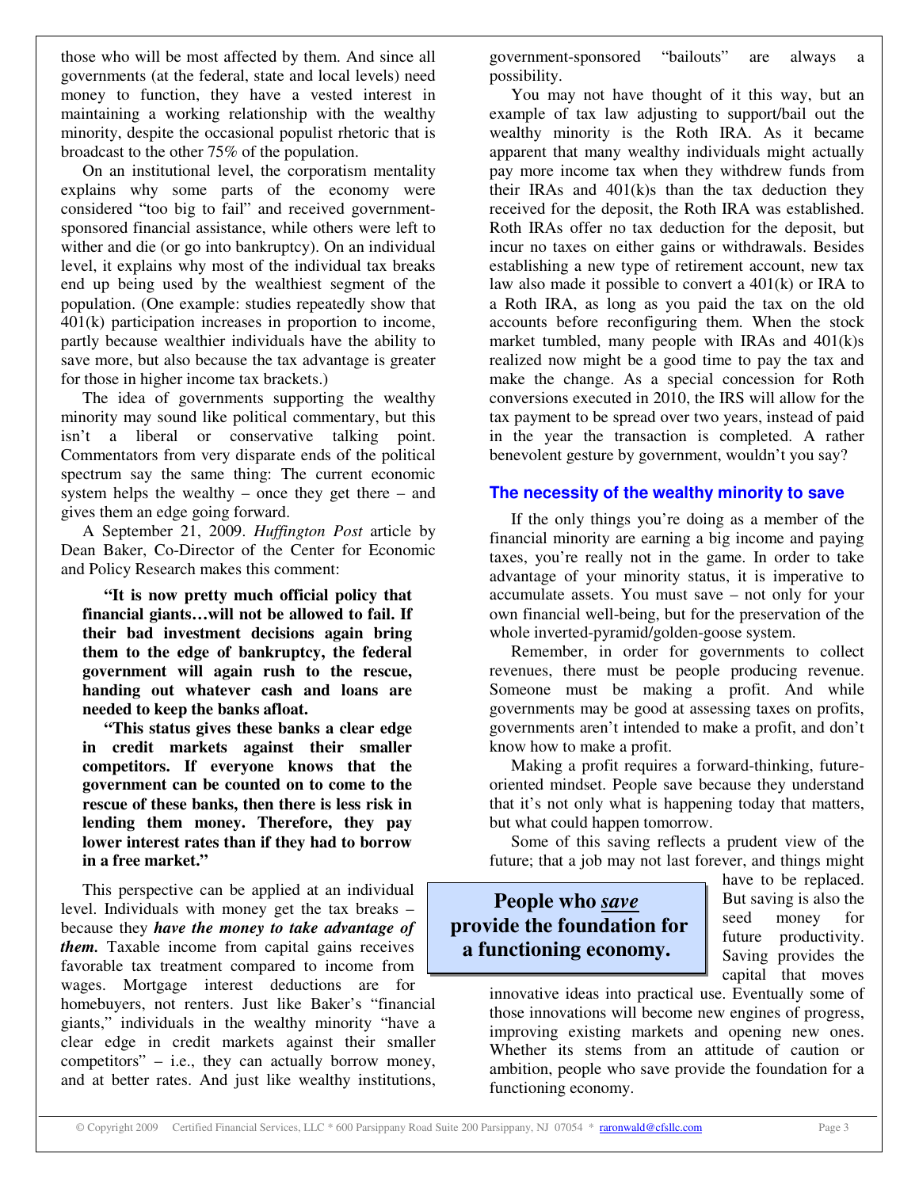those who will be most affected by them. And since all governments (at the federal, state and local levels) need money to function, they have a vested interest in maintaining a working relationship with the wealthy minority, despite the occasional populist rhetoric that is broadcast to the other 75% of the population.

On an institutional level, the corporatism mentality explains why some parts of the economy were considered "too big to fail" and received government-sponsored financial assistance, while others were left to wither and die (or go into bankruptcy). On an individual level, it explains why most of the individual tax breaks end up being used by the wealthiest segment of the population. (One example: studies repeatedly show that 401(k) participation increases in proportion to income, partly because wealthier individuals have the ability to save more, but also because the tax advantage is greater for those in higher income tax brackets.)

The idea of governments supporting the wealthy minority may sound like political commentary, but this isn't a liberal or conservative talking point. Commentators from very disparate ends of the political spectrum say the same thing: The current economic system helps the wealthy – once they get there – and gives them an edge going forward.

A September 21, 2009. *Huffington Post* article by Dean Baker, Co-Director of the Center for Economic and Policy Research makes this comment:

> **"It is now pretty much official policy that financial giants…will not be allowed to fail. If their bad investment decisions again bring them to the edge of bankruptcy, the federal government will again rush to the rescue, handing out whatever cash and loans are needed to keep the banks afloat.**
>
> **"This status gives these banks a clear edge in credit markets against their smaller competitors. If everyone knows that the government can be counted on to come to the rescue of these banks, then there is less risk in lending them money. Therefore, they pay lower interest rates than if they had to borrow in a free market."**

This perspective can be applied at an individual level. Individuals with money get the tax breaks – because they ***have the money to take advantage of them.*** Taxable income from capital gains receives favorable tax treatment compared to income from wages. Mortgage interest deductions are for homebuyers, not renters. Just like Baker's "financial giants," individuals in the wealthy minority "have a clear edge in credit markets against their smaller competitors" – i.e., they can actually borrow money, and at better rates. And just like wealthy institutions, government-sponsored "bailouts" are always a possibility.

You may not have thought of it this way, but an example of tax law adjusting to support/bail out the wealthy minority is the Roth IRA. As it became apparent that many wealthy individuals might actually pay more income tax when they withdrew funds from their IRAs and 401(k)s than the tax deduction they received for the deposit, the Roth IRA was established. Roth IRAs offer no tax deduction for the deposit, but incur no taxes on either gains or withdrawals. Besides establishing a new type of retirement account, new tax law also made it possible to convert a 401(k) or IRA to a Roth IRA, as long as you paid the tax on the old accounts before reconfiguring them. When the stock market tumbled, many people with IRAs and 401(k)s realized now might be a good time to pay the tax and make the change. As a special concession for Roth conversions executed in 2010, the IRS will allow for the tax payment to be spread over two years, instead of paid in the year the transaction is completed. A rather benevolent gesture by government, wouldn't you say?

## The necessity of the wealthy minority to save

If the only things you're doing as a member of the financial minority are earning a big income and paying taxes, you're really not in the game. In order to take advantage of your minority status, it is imperative to accumulate assets. You must save – not only for your own financial well-being, but for the preservation of the whole inverted-pyramid/golden-goose system.

Remember, in order for governments to collect revenues, there must be people producing revenue. Someone must be making a profit. And while governments may be good at assessing taxes on profits, governments aren't intended to make a profit, and don't know how to make a profit.

Making a profit requires a forward-thinking, future-oriented mindset. People save because they understand that it's not only what is happening today that matters, but what could happen tomorrow.

Some of this saving reflects a prudent view of the future; that a job may not last forever, and things might have to be replaced. But saving is also the seed money for future productivity. Saving provides the capital that moves innovative ideas into practical use. Eventually some of those innovations will become new engines of progress, improving existing markets and opening new ones. Whether its stems from an attitude of caution or ambition, people who save provide the foundation for a functioning economy.

> **People who *save* provide the foundation for a functioning economy.**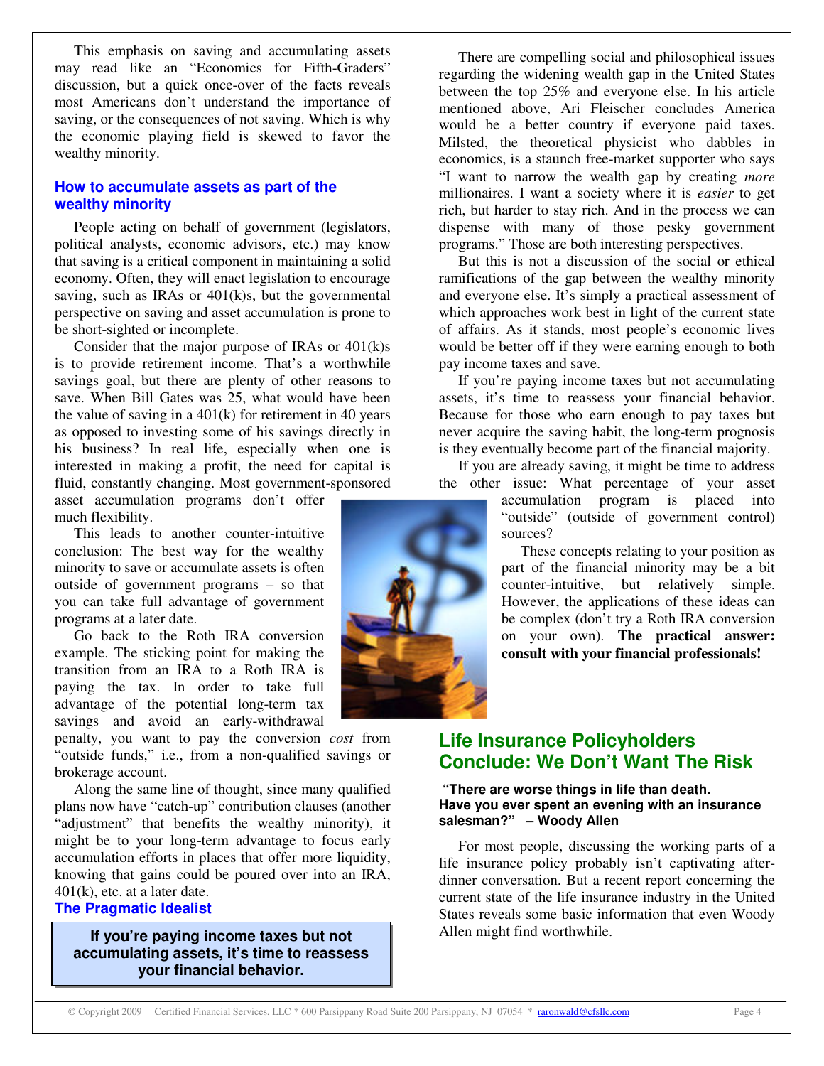This emphasis on saving and accumulating assets may read like an "Economics for Fifth-Graders" discussion, but a quick once-over of the facts reveals most Americans don't understand the importance of saving, or the consequences of not saving. Which is why the economic playing field is skewed to favor the wealthy minority.

### How to accumulate assets as part of the wealthy minority

People acting on behalf of government (legislators, political analysts, economic advisors, etc.) may know that saving is a critical component in maintaining a solid economy. Often, they will enact legislation to encourage saving, such as IRAs or 401(k)s, but the governmental perspective on saving and asset accumulation is prone to be short-sighted or incomplete.

Consider that the major purpose of IRAs or 401(k)s is to provide retirement income. That's a worthwhile savings goal, but there are plenty of other reasons to save. When Bill Gates was 25, what would have been the value of saving in a 401(k) for retirement in 40 years as opposed to investing some of his savings directly in his business? In real life, especially when one is interested in making a profit, the need for capital is fluid, constantly changing. Most government-sponsored asset accumulation programs don't offer much flexibility.

This leads to another counter-intuitive conclusion: The best way for the wealthy minority to save or accumulate assets is often outside of government programs – so that you can take full advantage of government programs at a later date.

Go back to the Roth IRA conversion example. The sticking point for making the transition from an IRA to a Roth IRA is paying the tax. In order to take full advantage of the potential long-term tax savings and avoid an early-withdrawal penalty, you want to pay the conversion *cost* from "outside funds," i.e., from a non-qualified savings or brokerage account.

Along the same line of thought, since many qualified plans now have "catch-up" contribution clauses (another "adjustment" that benefits the wealthy minority), it might be to your long-term advantage to focus early accumulation efforts in places that offer more liquidity, knowing that gains could be poured over into an IRA, 401(k), etc. at a later date.

### The Pragmatic Idealist

> **If you're paying income taxes but not accumulating assets, it's time to reassess your financial behavior.**

There are compelling social and philosophical issues regarding the widening wealth gap in the United States between the top 25% and everyone else. In his article mentioned above, Ari Fleischer concludes America would be a better country if everyone paid taxes. Milsted, the theoretical physicist who dabbles in economics, is a staunch free-market supporter who says "I want to narrow the wealth gap by creating *more* millionaires. I want a society where it is *easier* to get rich, but harder to stay rich. And in the process we can dispense with many of those pesky government programs." Those are both interesting perspectives.

But this is not a discussion of the social or ethical ramifications of the gap between the wealthy minority and everyone else. It's simply a practical assessment of which approaches work best in light of the current state of affairs. As it stands, most people's economic lives would be better off if they were earning enough to both pay income taxes and save.

If you're paying income taxes but not accumulating assets, it's time to reassess your financial behavior. Because for those who earn enough to pay taxes but never acquire the saving habit, the long-term prognosis is they eventually become part of the financial majority.

If you are already saving, it might be time to address the other issue: What percentage of your asset accumulation program is placed into "outside" (outside of government control) sources?

These concepts relating to your position as part of the financial minority may be a bit counter-intuitive, but relatively simple. However, the applications of these ideas can be complex (don't try a Roth IRA conversion on your own). **The practical answer: consult with your financial professionals!**

## Life Insurance Policyholders Conclude: We Don't Want The Risk

**"There are worse things in life than death. Have you ever spent an evening with an insurance salesman?" – Woody Allen**

For most people, discussing the working parts of a life insurance policy probably isn't captivating after-dinner conversation. But a recent report concerning the current state of the life insurance industry in the United States reveals some basic information that even Woody Allen might find worthwhile.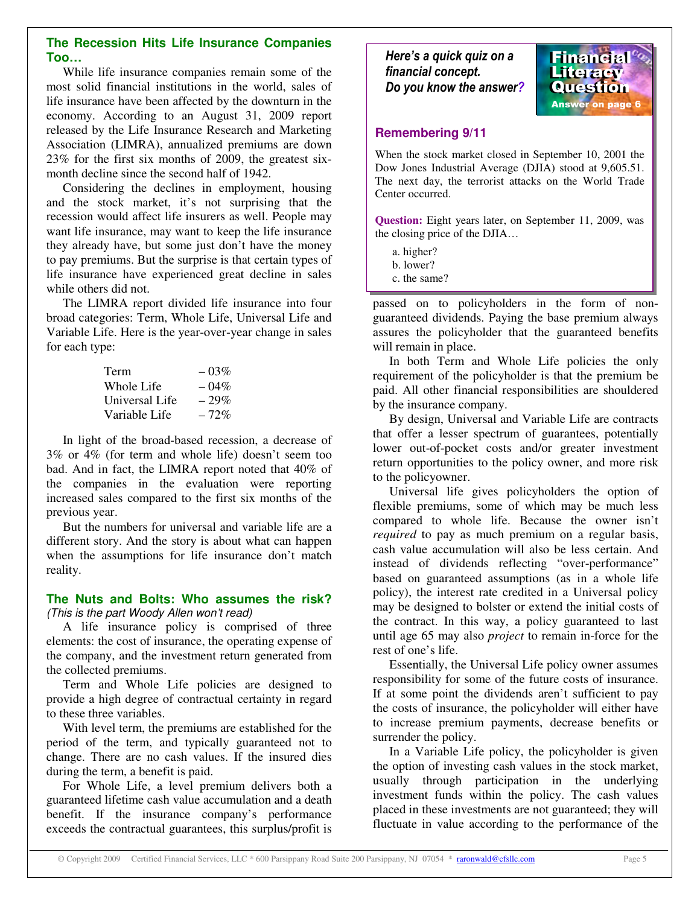## The Recession Hits Life Insurance Companies Too…

While life insurance companies remain some of the most solid financial institutions in the world, sales of life insurance have been affected by the downturn in the economy. According to an August 31, 2009 report released by the Life Insurance Research and Marketing Association (LIMRA), annualized premiums are down 23% for the first six months of 2009, the greatest six-month decline since the second half of 1942.

Considering the declines in employment, housing and the stock market, it's not surprising that the recession would affect life insurers as well. People may want life insurance, may want to keep the life insurance they already have, but some just don't have the money to pay premiums. But the surprise is that certain types of life insurance have experienced great decline in sales while others did not.

The LIMRA report divided life insurance into four broad categories: Term, Whole Life, Universal Life and Variable Life. Here is the year-over-year change in sales for each type:

| | |
|---|---|
| Term | – 03% |
| Whole Life | – 04% |
| Universal Life | – 29% |
| Variable Life | – 72% |

In light of the broad-based recession, a decrease of 3% or 4% (for term and whole life) doesn't seem too bad. And in fact, the LIMRA report noted that 40% of the companies in the evaluation were reporting increased sales compared to the first six months of the previous year.

But the numbers for universal and variable life are a different story. And the story is about what can happen when the assumptions for life insurance don't match reality.

## The Nuts and Bolts: Who assumes the risk?

*(This is the part Woody Allen won't read)*

A life insurance policy is comprised of three elements: the cost of insurance, the operating expense of the company, and the investment return generated from the collected premiums.

Term and Whole Life policies are designed to provide a high degree of contractual certainty in regard to these three variables.

With level term, the premiums are established for the period of the term, and typically guaranteed not to change. There are no cash values. If the insured dies during the term, a benefit is paid.

For Whole Life, a level premium delivers both a guaranteed lifetime cash value accumulation and a death benefit. If the insurance company's performance exceeds the contractual guarantees, this surplus/profit is passed on to policyholders in the form of non-guaranteed dividends. Paying the base premium always assures the policyholder that the guaranteed benefits will remain in place.

In both Term and Whole Life policies the only requirement of the policyholder is that the premium be paid. All other financial responsibilities are shouldered by the insurance company.

By design, Universal and Variable Life are contracts that offer a lesser spectrum of guarantees, potentially lower out-of-pocket costs and/or greater investment return opportunities to the policy owner, and more risk to the policyowner.

Universal life gives policyholders the option of flexible premiums, some of which may be much less compared to whole life. Because the owner isn't *required* to pay as much premium on a regular basis, cash value accumulation will also be less certain. And instead of dividends reflecting "over-performance" based on guaranteed assumptions (as in a whole life policy), the interest rate credited in a Universal policy may be designed to bolster or extend the initial costs of the contract. In this way, a policy guaranteed to last until age 65 may also *project* to remain in-force for the rest of one's life.

Essentially, the Universal Life policy owner assumes responsibility for some of the future costs of insurance. If at some point the dividends aren't sufficient to pay the costs of insurance, the policyholder will either have to increase premium payments, decrease benefits or surrender the policy.

In a Variable Life policy, the policyholder is given the option of investing cash values in the stock market, usually through participation in the underlying investment funds within the policy. The cash values placed in these investments are not guaranteed; they will fluctuate in value according to the performance of the

---

***Here's a quick quiz on a financial concept. Do you know the answer?***

**Financial Literacy Question**
Answer on page 6

### Remembering 9/11

When the stock market closed in September 10, 2001 the Dow Jones Industrial Average (DJIA) stood at 9,605.51. The next day, the terrorist attacks on the World Trade Center occurred.

**Question:** Eight years later, on September 11, 2009, was the closing price of the DJIA…

a. higher?
b. lower?
c. the same?

---

© Copyright 2009 Certified Financial Services, LLC * 600 Parsippany Road Suite 200 Parsippany, NJ 07054 * raronwald@cfsllc.com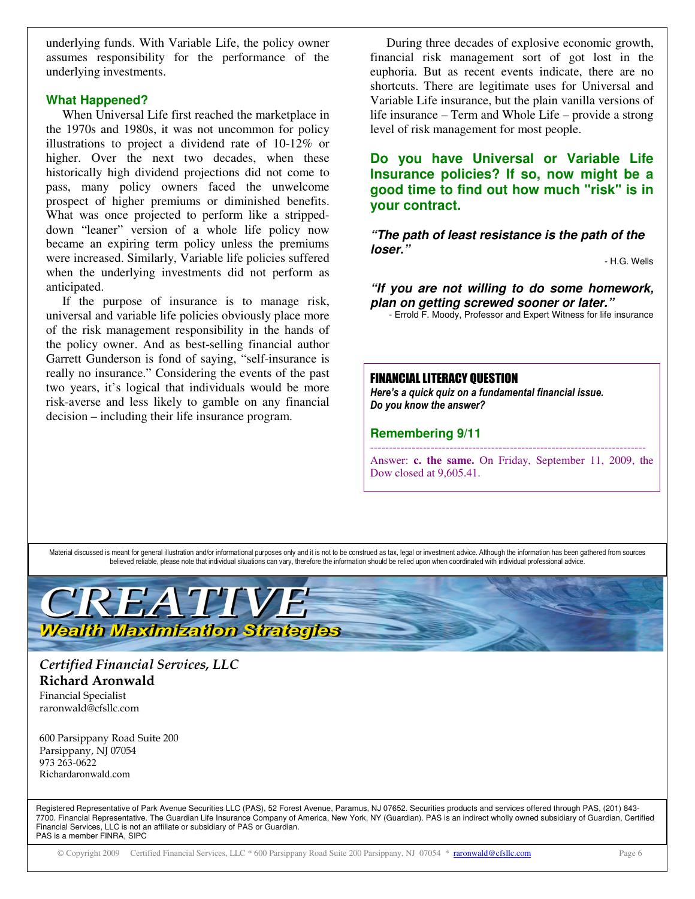underlying funds. With Variable Life, the policy owner assumes responsibility for the performance of the underlying investments.

### What Happened?

When Universal Life first reached the marketplace in the 1970s and 1980s, it was not uncommon for policy illustrations to project a dividend rate of 10-12% or higher. Over the next two decades, when these historically high dividend projections did not come to pass, many policy owners faced the unwelcome prospect of higher premiums or diminished benefits. What was once projected to perform like a stripped-down "leaner" version of a whole life policy now became an expiring term policy unless the premiums were increased. Similarly, Variable life policies suffered when the underlying investments did not perform as anticipated.

If the purpose of insurance is to manage risk, universal and variable life policies obviously place more of the risk management responsibility in the hands of the policy owner. And as best-selling financial author Garrett Gunderson is fond of saying, "self-insurance is really no insurance." Considering the events of the past two years, it's logical that individuals would be more risk-averse and less likely to gamble on any financial decision – including their life insurance program.

During three decades of explosive economic growth, financial risk management sort of got lost in the euphoria. But as recent events indicate, there are no shortcuts. There are legitimate uses for Universal and Variable Life insurance, but the plain vanilla versions of life insurance – Term and Whole Life – provide a strong level of risk management for most people.

**Do you have Universal or Variable Life Insurance policies? If so, now might be a good time to find out how much "risk" is in your contract.**

***"The path of least resistance is the path of the loser."***

- H.G. Wells

***"If you are not willing to do some homework, plan on getting screwed sooner or later."***

- Errold F. Moody, Professor and Expert Witness for life insurance

### FINANCIAL LITERACY QUESTION

***Here's a quick quiz on a fundamental financial issue. Do you know the answer?***

### Remembering 9/11

-----------------------------------------------------------------------

Answer: **c. the same.** On Friday, September 11, 2009, the Dow closed at 9,605.41.

Material discussed is meant for general illustration and/or informational purposes only and it is not to be construed as tax, legal or investment advice. Although the information has been gathered from sources believed reliable, please note that individual situations can vary, therefore the information should be relied upon when coordinated with individual professional advice.

# CREATIVE
## Wealth Maximization Strategies

*Certified Financial Services, LLC*
**Richard Aronwald**
Financial Specialist
raronwald@cfsllc.com

600 Parsippany Road Suite 200
Parsippany, NJ 07054
973 263-0622
Richardaronwald.com

Registered Representative of Park Avenue Securities LLC (PAS), 52 Forest Avenue, Paramus, NJ 07652. Securities products and services offered through PAS, (201) 843-7700. Financial Representative. The Guardian Life Insurance Company of America, New York, NY (Guardian). PAS is an indirect wholly owned subsidiary of Guardian, Certified Financial Services, LLC is not an affiliate or subsidiary of PAS or Guardian.
PAS is a member FINRA, SIPC

© Copyright 2009 Certified Financial Services, LLC * 600 Parsippany Road Suite 200 Parsippany, NJ 07054 * raronwald@cfsllc.com